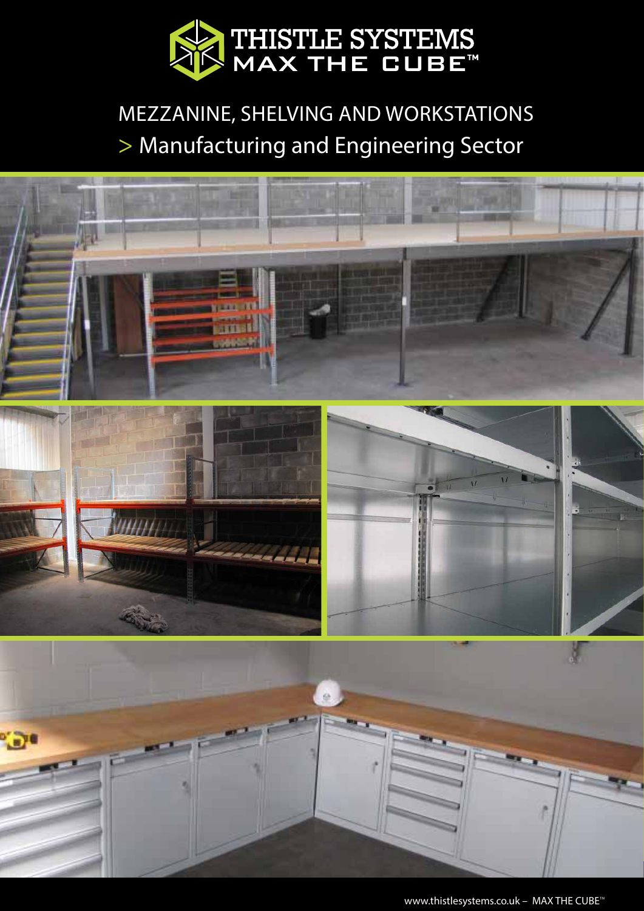# THISTLE SYSTEMS
## MAX THE CUBE™

## MEZZANINE, SHELVING AND WORKSTATIONS
## > Manufacturing and Engineering Sector

www.thistlesystems.co.uk – MAX THE CUBE™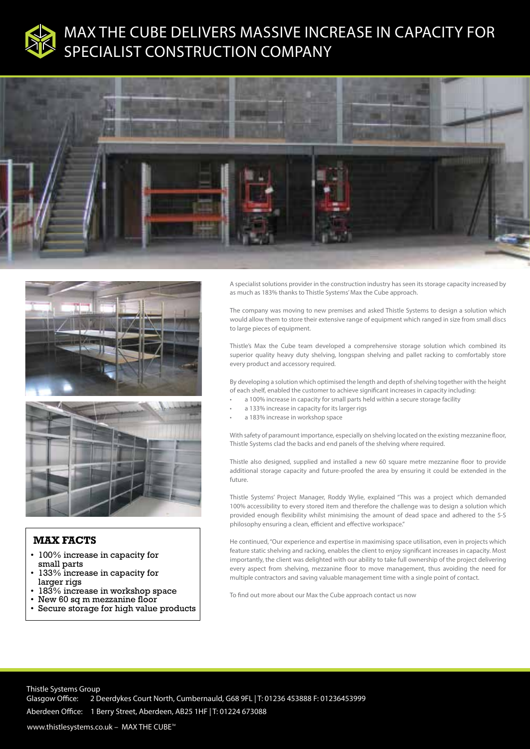# MAX THE CUBE DELIVERS MASSIVE INCREASE IN CAPACITY FOR SPECIALIST CONSTRUCTION COMPANY

A specialist solutions provider in the construction industry has seen its storage capacity increased by as much as 183% thanks to Thistle Systems' Max the Cube approach.

The company was moving to new premises and asked Thistle Systems to design a solution which would allow them to store their extensive range of equipment which ranged in size from small discs to large pieces of equipment.

Thistle's Max the Cube team developed a comprehensive storage solution which combined its superior quality heavy duty shelving, longspan shelving and pallet racking to comfortably store every product and accessory required.

By developing a solution which optimised the length and depth of shelving together with the height of each shelf, enabled the customer to achieve significant increases in capacity including:

- a 100% increase in capacity for small parts held within a secure storage facility
- a 133% increase in capacity for its larger rigs
- a 183% increase in workshop space

With safety of paramount importance, especially on shelving located on the existing mezzanine floor, Thistle Systems clad the backs and end panels of the shelving where required.

Thistle also designed, supplied and installed a new 60 square metre mezzanine floor to provide additional storage capacity and future-proofed the area by ensuring it could be extended in the future.

Thistle Systems' Project Manager, Roddy Wylie, explained "This was a project which demanded 100% accessibility to every stored item and therefore the challenge was to design a solution which provided enough flexibility whilst minimising the amount of dead space and adhered to the 5-S philosophy ensuring a clean, efficient and effective workspace."

He continued, "Our experience and expertise in maximising space utilisation, even in projects which feature static shelving and racking, enables the client to enjoy significant increases in capacity. Most importantly, the client was delighted with our ability to take full ownership of the project delivering every aspect from shelving, mezzanine floor to move management, thus avoiding the need for multiple contractors and saving valuable management time with a single point of contact.

To find out more about our Max the Cube approach contact us now

## MAX FACTS

- 100% increase in capacity for small parts
- 133% increase in capacity for larger rigs
- 183% increase in workshop space
- New 60 sq m mezzanine floor
- Secure storage for high value products

Thistle Systems Group
Glasgow Office: 2 Deerdykes Court North, Cumbernauld, G68 9FL | T: 01236 453888 F: 01236453999
Aberdeen Office: 1 Berry Street, Aberdeen, AB25 1HF | T: 01224 673088

www.thistlesystems.co.uk – MAX THE CUBE™